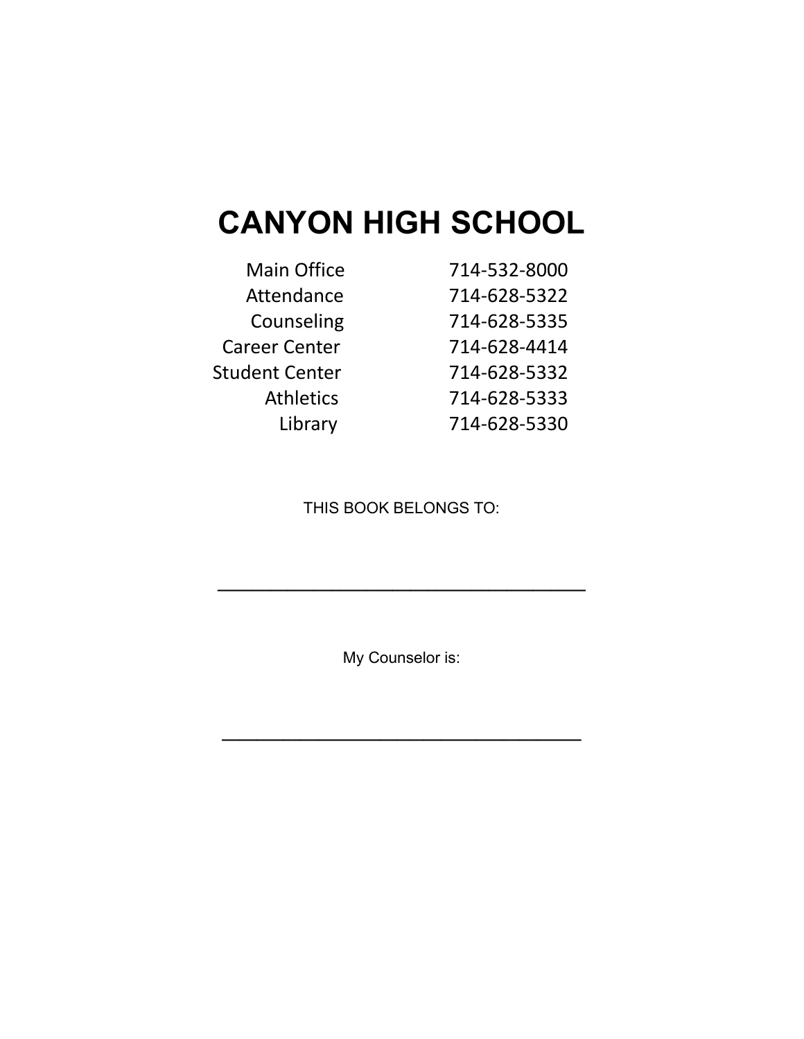# CANYON HIGH SCHOOL

| | |
|---|---|
| Main Office | 714-532-8000 |
| Attendance | 714-628-5322 |
| Counseling | 714-628-5335 |
| Career Center | 714-628-4414 |
| Student Center | 714-628-5332 |
| Athletics | 714-628-5333 |
| Library | 714-628-5330 |

THIS BOOK BELONGS TO:

_______________________________________

My Counselor is:

_______________________________________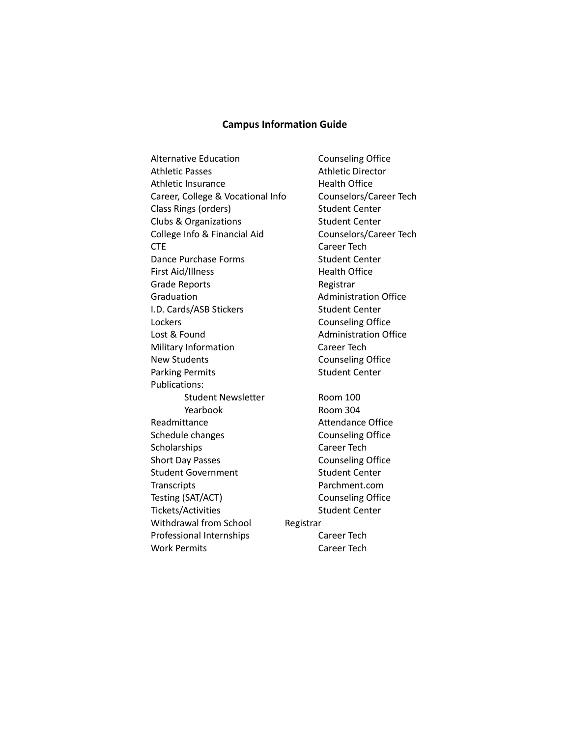## Campus Information Guide

| | |
|---|---|
| Alternative Education | Counseling Office |
| Athletic Passes | Athletic Director |
| Athletic Insurance | Health Office |
| Career, College & Vocational Info | Counselors/Career Tech |
| Class Rings (orders) | Student Center |
| Clubs & Organizations | Student Center |
| College Info & Financial Aid | Counselors/Career Tech |
| CTE | Career Tech |
| Dance Purchase Forms | Student Center |
| First Aid/Illness | Health Office |
| Grade Reports | Registrar |
| Graduation | Administration Office |
| I.D. Cards/ASB Stickers | Student Center |
| Lockers | Counseling Office |
| Lost & Found | Administration Office |
| Military Information | Career Tech |
| New Students | Counseling Office |
| Parking Permits | Student Center |
| Publications: | |
| Student Newsletter | Room 100 |
| Yearbook | Room 304 |
| Readmittance | Attendance Office |
| Schedule changes | Counseling Office |
| Scholarships | Career Tech |
| Short Day Passes | Counseling Office |
| Student Government | Student Center |
| Transcripts | Parchment.com |
| Testing (SAT/ACT) | Counseling Office |
| Tickets/Activities | Student Center |
| Withdrawal from School | Registrar |
| Professional Internships | Career Tech |
| Work Permits | Career Tech |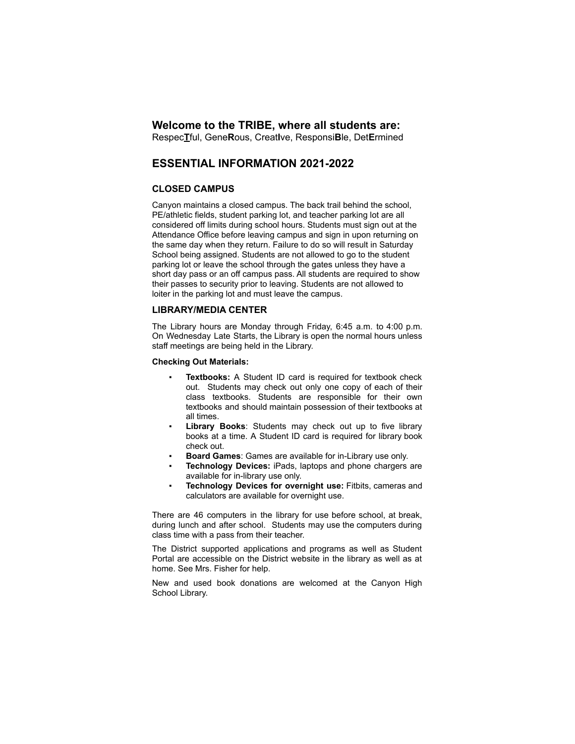## Welcome to the TRIBE, where all students are:

Respec**T**ful, Gene**R**ous, Creat**I**ve, Responsi**B**le, Det**E**rmined

## ESSENTIAL INFORMATION 2021-2022

### CLOSED CAMPUS

Canyon maintains a closed campus. The back trail behind the school, PE/athletic fields, student parking lot, and teacher parking lot are all considered off limits during school hours. Students must sign out at the Attendance Office before leaving campus and sign in upon returning on the same day when they return. Failure to do so will result in Saturday School being assigned. Students are not allowed to go to the student parking lot or leave the school through the gates unless they have a short day pass or an off campus pass. All students are required to show their passes to security prior to leaving. Students are not allowed to loiter in the parking lot and must leave the campus.

### LIBRARY/MEDIA CENTER

The Library hours are Monday through Friday, 6:45 a.m. to 4:00 p.m. On Wednesday Late Starts, the Library is open the normal hours unless staff meetings are being held in the Library.

**Checking Out Materials:**

- **Textbooks:** A Student ID card is required for textbook check out. Students may check out only one copy of each of their class textbooks. Students are responsible for their own textbooks and should maintain possession of their textbooks at all times.
- **Library Books**: Students may check out up to five library books at a time. A Student ID card is required for library book check out.
- **Board Games**: Games are available for in-Library use only.
- **Technology Devices:** iPads, laptops and phone chargers are available for in-library use only.
- **Technology Devices for overnight use:** Fitbits, cameras and calculators are available for overnight use.

There are 46 computers in the library for use before school, at break, during lunch and after school. Students may use the computers during class time with a pass from their teacher.

The District supported applications and programs as well as Student Portal are accessible on the District website in the library as well as at home. See Mrs. Fisher for help.

New and used book donations are welcomed at the Canyon High School Library.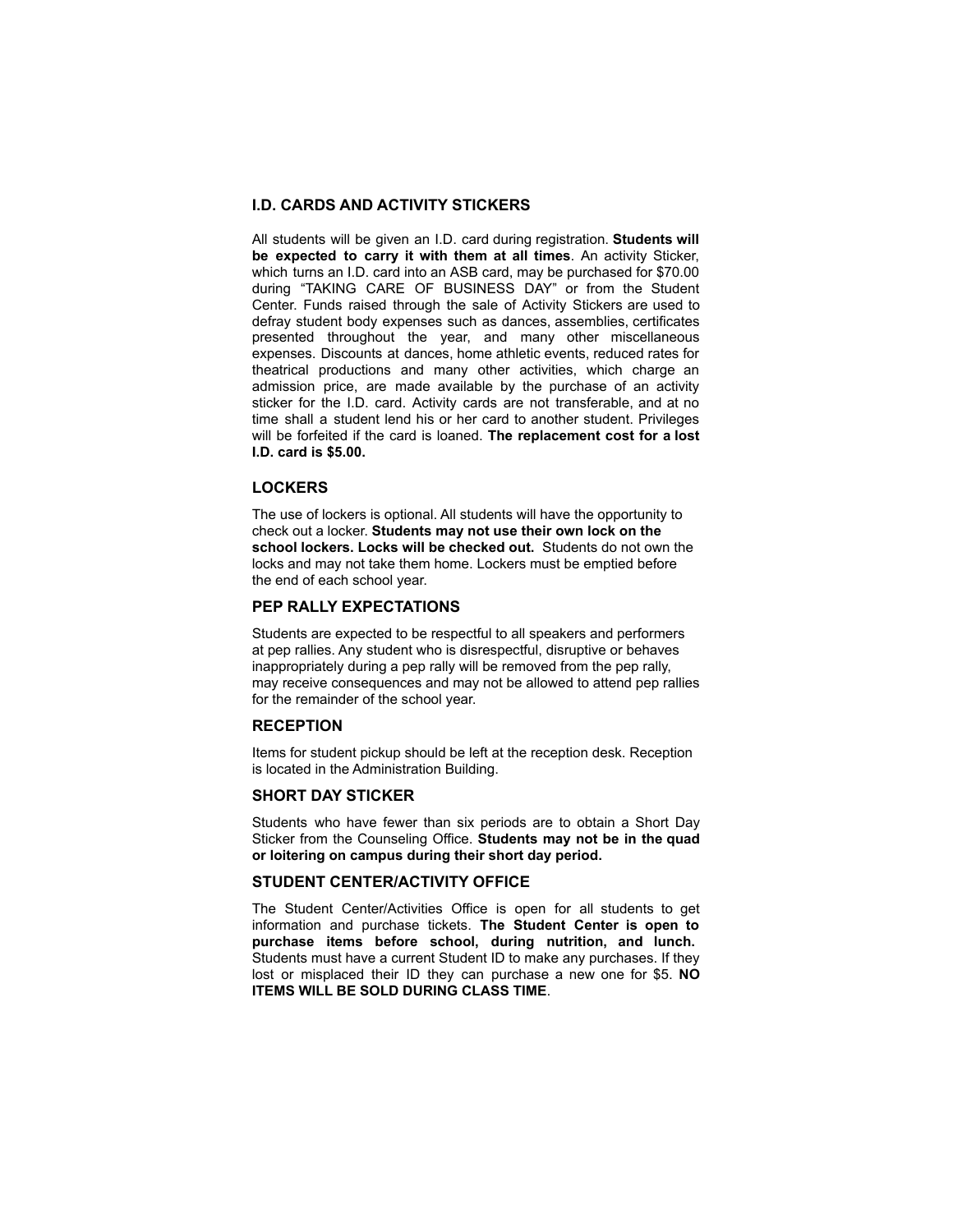## I.D. CARDS AND ACTIVITY STICKERS

All students will be given an I.D. card during registration. **Students will be expected to carry it with them at all times**. An activity Sticker, which turns an I.D. card into an ASB card, may be purchased for $70.00 during "TAKING CARE OF BUSINESS DAY" or from the Student Center. Funds raised through the sale of Activity Stickers are used to defray student body expenses such as dances, assemblies, certificates presented throughout the year, and many other miscellaneous expenses. Discounts at dances, home athletic events, reduced rates for theatrical productions and many other activities, which charge an admission price, are made available by the purchase of an activity sticker for the I.D. card. Activity cards are not transferable, and at no time shall a student lend his or her card to another student. Privileges will be forfeited if the card is loaned. **The replacement cost for a lost I.D. card is $5.00.**

## LOCKERS

The use of lockers is optional. All students will have the opportunity to check out a locker. **Students may not use their own lock on the school lockers. Locks will be checked out.** Students do not own the locks and may not take them home. Lockers must be emptied before the end of each school year.

## PEP RALLY EXPECTATIONS

Students are expected to be respectful to all speakers and performers at pep rallies. Any student who is disrespectful, disruptive or behaves inappropriately during a pep rally will be removed from the pep rally, may receive consequences and may not be allowed to attend pep rallies for the remainder of the school year.

## RECEPTION

Items for student pickup should be left at the reception desk. Reception is located in the Administration Building.

## SHORT DAY STICKER

Students who have fewer than six periods are to obtain a Short Day Sticker from the Counseling Office. **Students may not be in the quad or loitering on campus during their short day period.**

## STUDENT CENTER/ACTIVITY OFFICE

The Student Center/Activities Office is open for all students to get information and purchase tickets. **The Student Center is open to purchase items before school, during nutrition, and lunch.** Students must have a current Student ID to make any purchases. If they lost or misplaced their ID they can purchase a new one for $5. **NO ITEMS WILL BE SOLD DURING CLASS TIME**.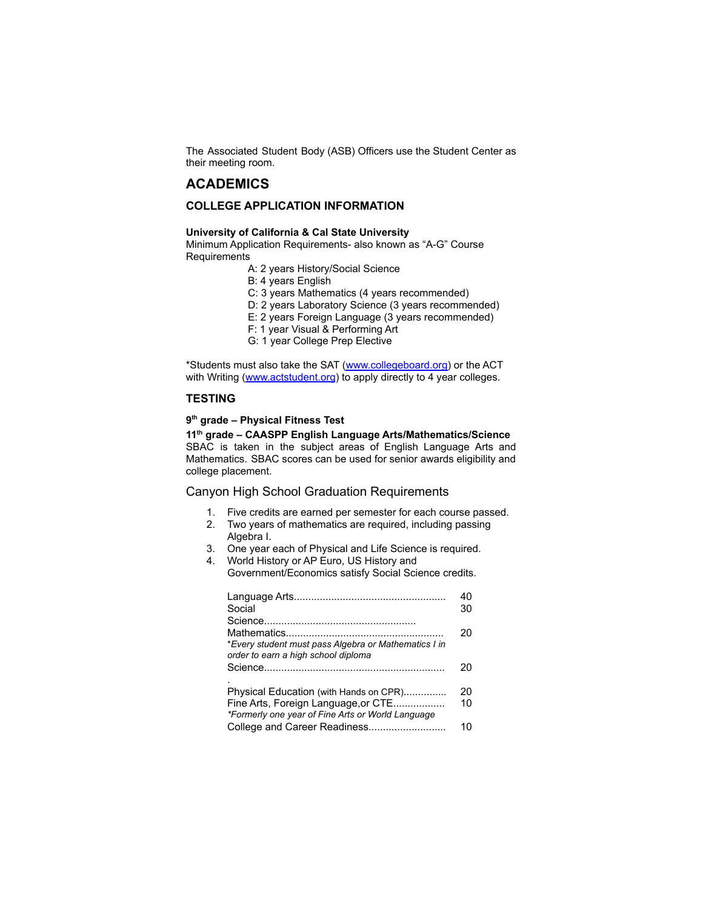The Associated Student Body (ASB) Officers use the Student Center as their meeting room.

# ACADEMICS

## COLLEGE APPLICATION INFORMATION

**University of California & Cal State University**

Minimum Application Requirements- also known as "A-G" Course Requirements

- A: 2 years History/Social Science
- B: 4 years English
- C: 3 years Mathematics (4 years recommended)
- D: 2 years Laboratory Science (3 years recommended)
- E: 2 years Foreign Language (3 years recommended)
- F: 1 year Visual & Performing Art
- G: 1 year College Prep Elective

*Students must also take the SAT (www.collegeboard.org) or the ACT with Writing (www.actstudent.org) to apply directly to 4 year colleges.

## TESTING

**9th grade – Physical Fitness Test**

**11th grade – CAASPP English Language Arts/Mathematics/Science**

SBAC is taken in the subject areas of English Language Arts and Mathematics. SBAC scores can be used for senior awards eligibility and college placement.

## Canyon High School Graduation Requirements

1. Five credits are earned per semester for each course passed.
2. Two years of mathematics are required, including passing Algebra I.
3. One year each of Physical and Life Science is required.
4. World History or AP Euro, US History and Government/Economics satisfy Social Science credits.

| Subject | Credits |
|---|---|
| Language Arts | 40 |
| Social Science | 30 |
| Mathematics<br>*\*Every student must pass Algebra or Mathematics I in order to earn a high school diploma* | 20 |
| Science | 20 |
| Physical Education (with Hands on CPR) | 20 |
| Fine Arts, Foreign Language,or CTE<br>*\*Formerly one year of Fine Arts or World Language* | 10 |
| College and Career Readiness | 10 |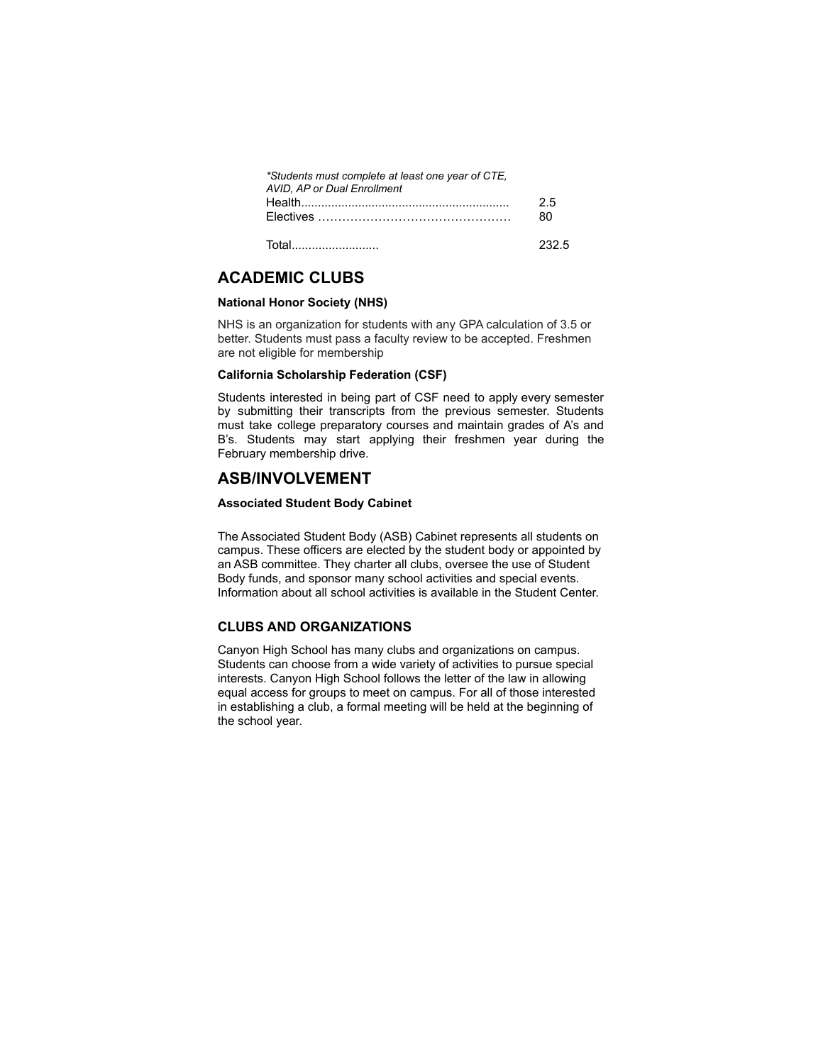*\*Students must complete at least one year of CTE, AVID, AP or Dual Enrollment*

| | |
|---|---|
| Health | 2.5 |
| Electives | 80 |
| Total | 232.5 |

## ACADEMIC CLUBS

**National Honor Society (NHS)**

NHS is an organization for students with any GPA calculation of 3.5 or better. Students must pass a faculty review to be accepted. Freshmen are not eligible for membership

**California Scholarship Federation (CSF)**

Students interested in being part of CSF need to apply every semester by submitting their transcripts from the previous semester. Students must take college preparatory courses and maintain grades of A's and B's. Students may start applying their freshmen year during the February membership drive.

## ASB/INVOLVEMENT

**Associated Student Body Cabinet**

The Associated Student Body (ASB) Cabinet represents all students on campus. These officers are elected by the student body or appointed by an ASB committee. They charter all clubs, oversee the use of Student Body funds, and sponsor many school activities and special events. Information about all school activities is available in the Student Center.

### CLUBS AND ORGANIZATIONS

Canyon High School has many clubs and organizations on campus. Students can choose from a wide variety of activities to pursue special interests. Canyon High School follows the letter of the law in allowing equal access for groups to meet on campus. For all of those interested in establishing a club, a formal meeting will be held at the beginning of the school year.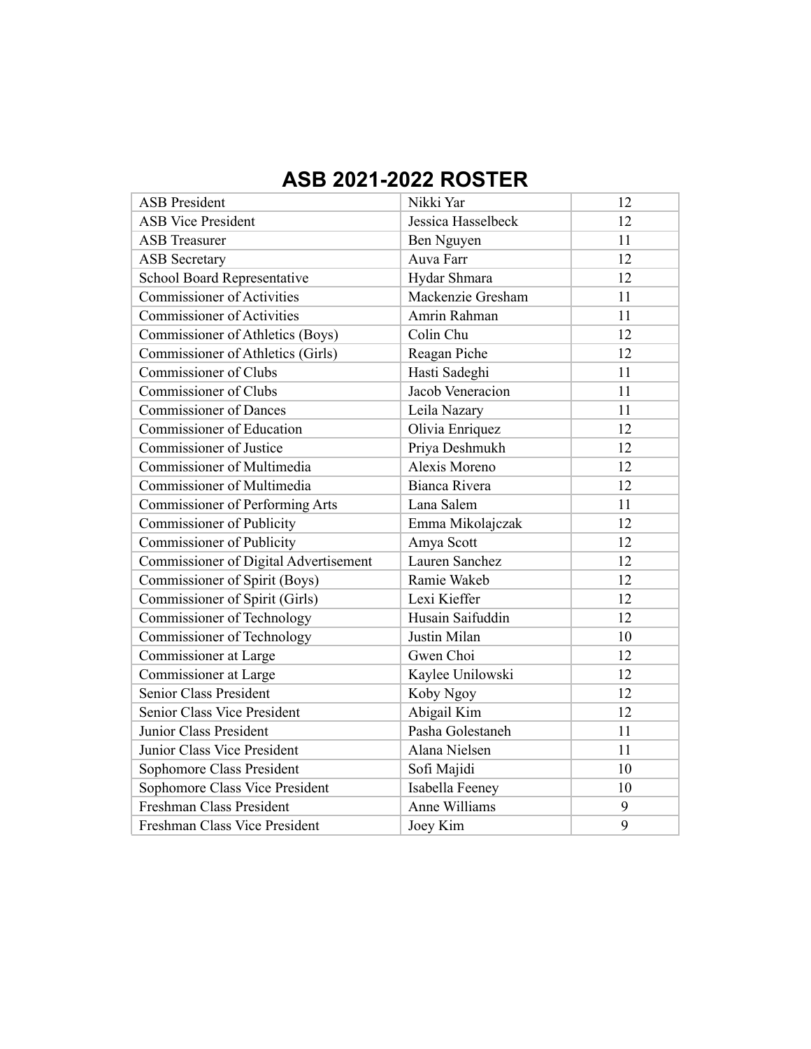# ASB 2021-2022 ROSTER

| | | |
|---|---|---|
| ASB President | Nikki Yar | 12 |
| ASB Vice President | Jessica Hasselbeck | 12 |
| ASB Treasurer | Ben Nguyen | 11 |
| ASB Secretary | Auva Farr | 12 |
| School Board Representative | Hydar Shmara | 12 |
| Commissioner of Activities | Mackenzie Gresham | 11 |
| Commissioner of Activities | Amrin Rahman | 11 |
| Commissioner of Athletics (Boys) | Colin Chu | 12 |
| Commissioner of Athletics (Girls) | Reagan Piche | 12 |
| Commissioner of Clubs | Hasti Sadeghi | 11 |
| Commissioner of Clubs | Jacob Veneracion | 11 |
| Commissioner of Dances | Leila Nazary | 11 |
| Commissioner of Education | Olivia Enriquez | 12 |
| Commissioner of Justice | Priya Deshmukh | 12 |
| Commissioner of Multimedia | Alexis Moreno | 12 |
| Commissioner of Multimedia | Bianca Rivera | 12 |
| Commissioner of Performing Arts | Lana Salem | 11 |
| Commissioner of Publicity | Emma Mikolajczak | 12 |
| Commissioner of Publicity | Amya Scott | 12 |
| Commissioner of Digital Advertisement | Lauren Sanchez | 12 |
| Commissioner of Spirit (Boys) | Ramie Wakeb | 12 |
| Commissioner of Spirit (Girls) | Lexi Kieffer | 12 |
| Commissioner of Technology | Husain Saifuddin | 12 |
| Commissioner of Technology | Justin Milan | 10 |
| Commissioner at Large | Gwen Choi | 12 |
| Commissioner at Large | Kaylee Unilowski | 12 |
| Senior Class President | Koby Ngoy | 12 |
| Senior Class Vice President | Abigail Kim | 12 |
| Junior Class President | Pasha Golestaneh | 11 |
| Junior Class Vice President | Alana Nielsen | 11 |
| Sophomore Class President | Sofi Majidi | 10 |
| Sophomore Class Vice President | Isabella Feeney | 10 |
| Freshman Class President | Anne Williams | 9 |
| Freshman Class Vice President | Joey Kim | 9 |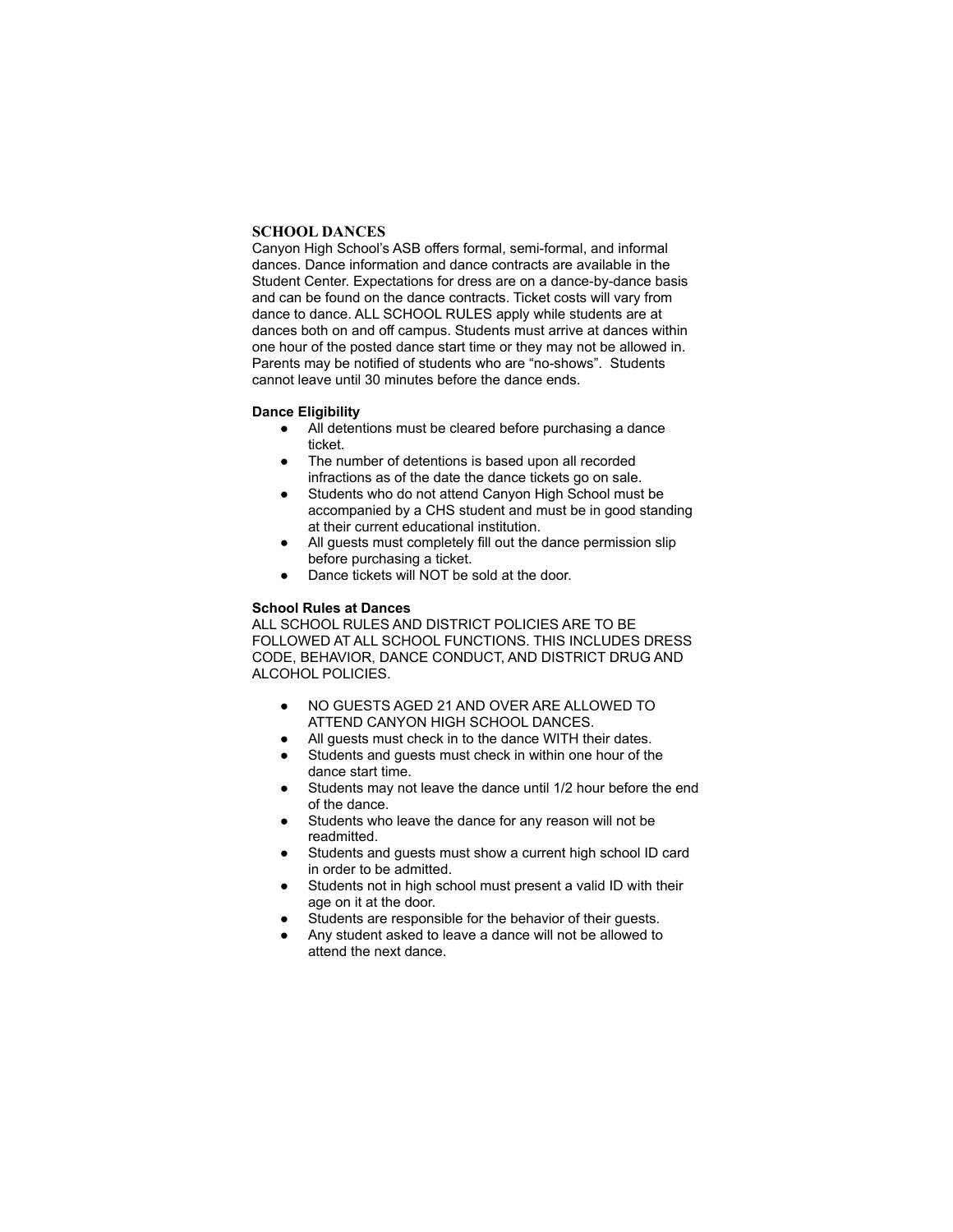## SCHOOL DANCES

Canyon High School's ASB offers formal, semi-formal, and informal dances. Dance information and dance contracts are available in the Student Center. Expectations for dress are on a dance-by-dance basis and can be found on the dance contracts. Ticket costs will vary from dance to dance. ALL SCHOOL RULES apply while students are at dances both on and off campus. Students must arrive at dances within one hour of the posted dance start time or they may not be allowed in. Parents may be notified of students who are "no-shows". Students cannot leave until 30 minutes before the dance ends.

### Dance Eligibility

- All detentions must be cleared before purchasing a dance ticket.
- The number of detentions is based upon all recorded infractions as of the date the dance tickets go on sale.
- Students who do not attend Canyon High School must be accompanied by a CHS student and must be in good standing at their current educational institution.
- All guests must completely fill out the dance permission slip before purchasing a ticket.
- Dance tickets will NOT be sold at the door.

### School Rules at Dances

ALL SCHOOL RULES AND DISTRICT POLICIES ARE TO BE FOLLOWED AT ALL SCHOOL FUNCTIONS. THIS INCLUDES DRESS CODE, BEHAVIOR, DANCE CONDUCT, AND DISTRICT DRUG AND ALCOHOL POLICIES.

- NO GUESTS AGED 21 AND OVER ARE ALLOWED TO ATTEND CANYON HIGH SCHOOL DANCES.
- All guests must check in to the dance WITH their dates.
- Students and guests must check in within one hour of the dance start time.
- Students may not leave the dance until 1/2 hour before the end of the dance.
- Students who leave the dance for any reason will not be readmitted.
- Students and guests must show a current high school ID card in order to be admitted.
- Students not in high school must present a valid ID with their age on it at the door.
- Students are responsible for the behavior of their guests.
- Any student asked to leave a dance will not be allowed to attend the next dance.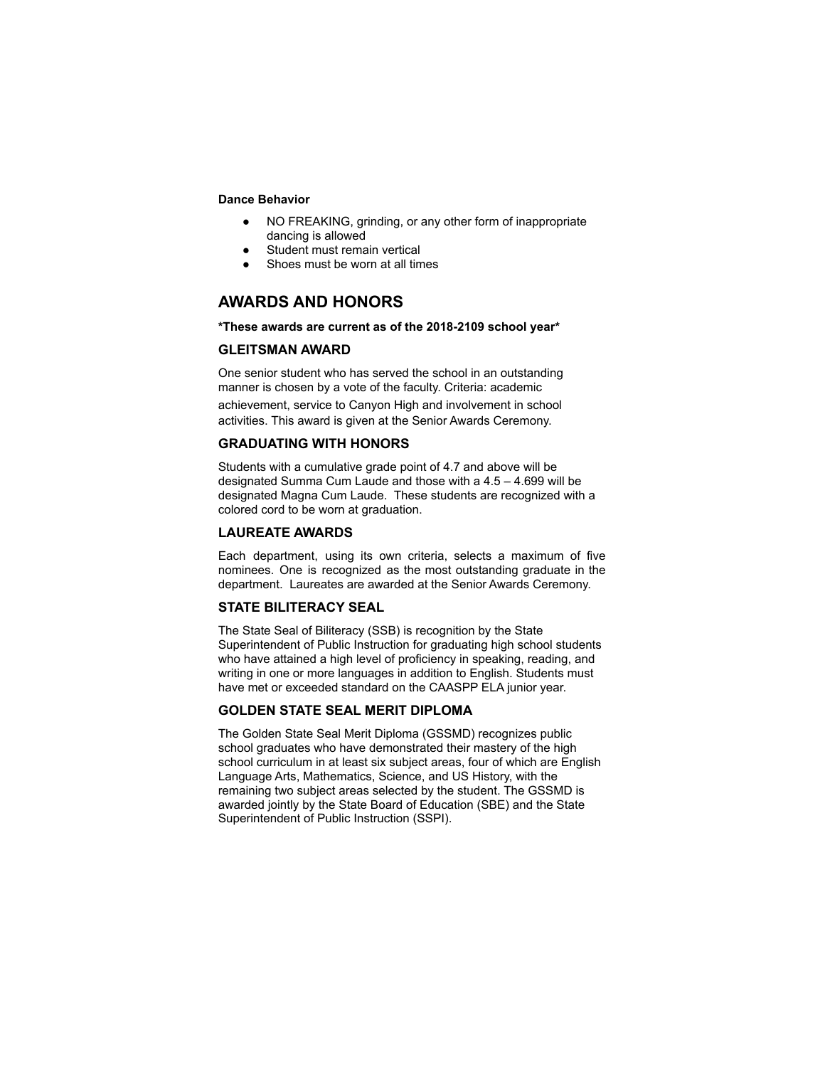**Dance Behavior**

- NO FREAKING, grinding, or any other form of inappropriate dancing is allowed
- Student must remain vertical
- Shoes must be worn at all times

## AWARDS AND HONORS

***These awards are current as of the 2018-2109 school year***

### GLEITSMAN AWARD

One senior student who has served the school in an outstanding manner is chosen by a vote of the faculty. Criteria: academic achievement, service to Canyon High and involvement in school activities. This award is given at the Senior Awards Ceremony.

### GRADUATING WITH HONORS

Students with a cumulative grade point of 4.7 and above will be designated Summa Cum Laude and those with a 4.5 – 4.699 will be designated Magna Cum Laude. These students are recognized with a colored cord to be worn at graduation.

### LAUREATE AWARDS

Each department, using its own criteria, selects a maximum of five nominees. One is recognized as the most outstanding graduate in the department. Laureates are awarded at the Senior Awards Ceremony.

### STATE BILITERACY SEAL

The State Seal of Biliteracy (SSB) is recognition by the State Superintendent of Public Instruction for graduating high school students who have attained a high level of proficiency in speaking, reading, and writing in one or more languages in addition to English. Students must have met or exceeded standard on the CAASPP ELA junior year.

### GOLDEN STATE SEAL MERIT DIPLOMA

The Golden State Seal Merit Diploma (GSSMD) recognizes public school graduates who have demonstrated their mastery of the high school curriculum in at least six subject areas, four of which are English Language Arts, Mathematics, Science, and US History, with the remaining two subject areas selected by the student. The GSSMD is awarded jointly by the State Board of Education (SBE) and the State Superintendent of Public Instruction (SSPI).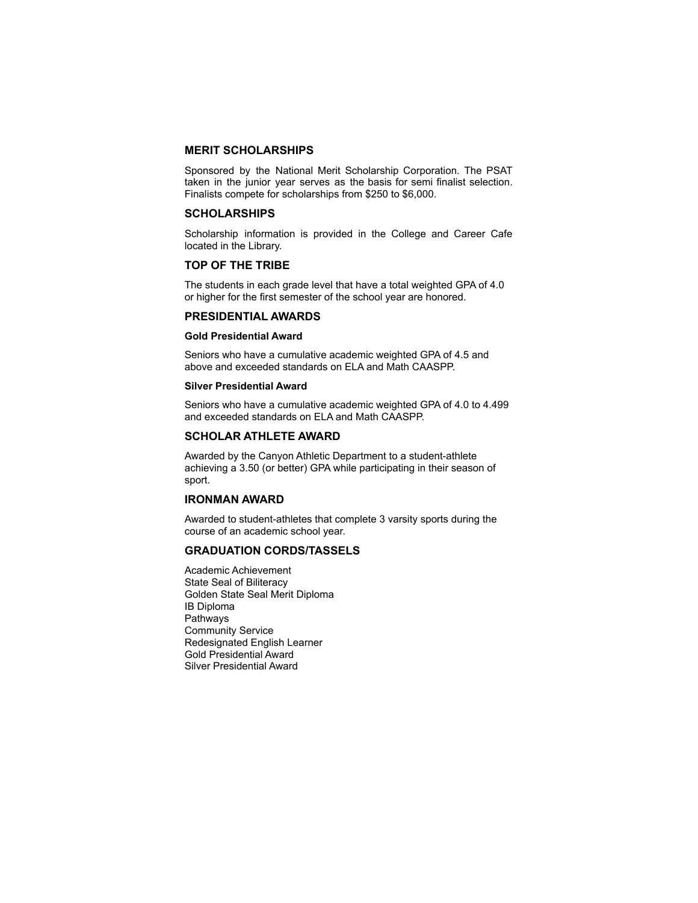## MERIT SCHOLARSHIPS

Sponsored by the National Merit Scholarship Corporation. The PSAT taken in the junior year serves as the basis for semi finalist selection. Finalists compete for scholarships from $250 to $6,000.

## SCHOLARSHIPS

Scholarship information is provided in the College and Career Cafe located in the Library.

## TOP OF THE TRIBE

The students in each grade level that have a total weighted GPA of 4.0 or higher for the first semester of the school year are honored.

## PRESIDENTIAL AWARDS

### Gold Presidential Award

Seniors who have a cumulative academic weighted GPA of 4.5 and above and exceeded standards on ELA and Math CAASPP.

### Silver Presidential Award

Seniors who have a cumulative academic weighted GPA of 4.0 to 4.499 and exceeded standards on ELA and Math CAASPP.

## SCHOLAR ATHLETE AWARD

Awarded by the Canyon Athletic Department to a student-athlete achieving a 3.50 (or better) GPA while participating in their season of sport.

## IRONMAN AWARD

Awarded to student-athletes that complete 3 varsity sports during the course of an academic school year.

## GRADUATION CORDS/TASSELS

Academic Achievement
State Seal of Biliteracy
Golden State Seal Merit Diploma
IB Diploma
Pathways
Community Service
Redesignated English Learner
Gold Presidential Award
Silver Presidential Award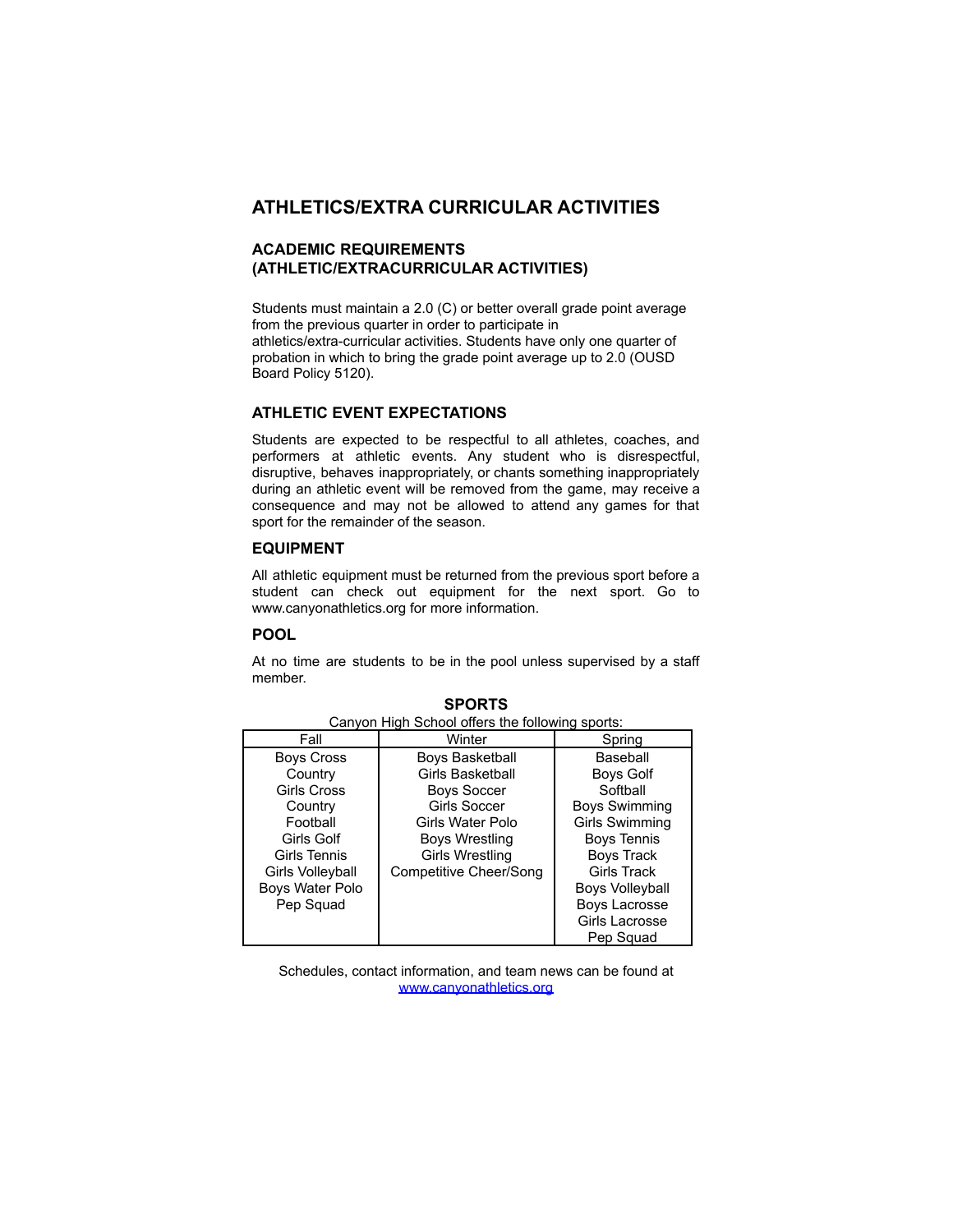# ATHLETICS/EXTRA CURRICULAR ACTIVITIES

## ACADEMIC REQUIREMENTS (ATHLETIC/EXTRACURRICULAR ACTIVITIES)

Students must maintain a 2.0 (C) or better overall grade point average from the previous quarter in order to participate in athletics/extra-curricular activities. Students have only one quarter of probation in which to bring the grade point average up to 2.0 (OUSD Board Policy 5120).

## ATHLETIC EVENT EXPECTATIONS

Students are expected to be respectful to all athletes, coaches, and performers at athletic events. Any student who is disrespectful, disruptive, behaves inappropriately, or chants something inappropriately during an athletic event will be removed from the game, may receive a consequence and may not be allowed to attend any games for that sport for the remainder of the season.

## EQUIPMENT

All athletic equipment must be returned from the previous sport before a student can check out equipment for the next sport. Go to www.canyonathletics.org for more information.

## POOL

At no time are students to be in the pool unless supervised by a staff member.

## SPORTS

Canyon High School offers the following sports:

| Fall | Winter | Spring |
|---|---|---|
| Boys Cross Country | Boys Basketball | Baseball |
| Girls Cross Country | Girls Basketball | Boys Golf |
| Football | Boys Soccer | Softball |
| Girls Golf | Girls Soccer | Boys Swimming |
| Girls Tennis | Girls Water Polo | Girls Swimming |
| Girls Volleyball | Boys Wrestling | Boys Tennis |
| Boys Water Polo | Girls Wrestling | Boys Track |
| Pep Squad | Competitive Cheer/Song | Girls Track |
| | | Boys Volleyball |
| | | Boys Lacrosse |
| | | Girls Lacrosse |
| | | Pep Squad |

Schedules, contact information, and team news can be found at www.canyonathletics.org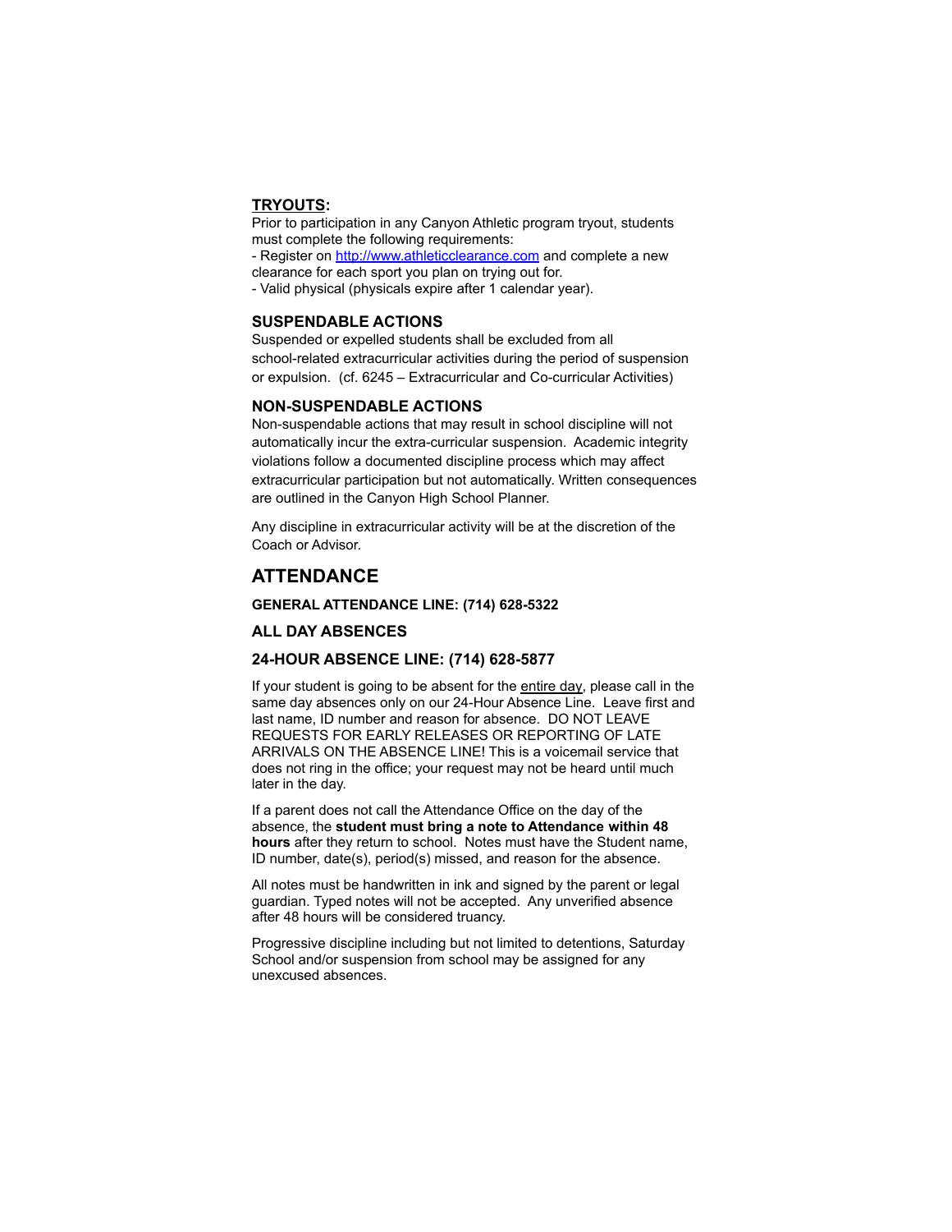**TRYOUTS:**

Prior to participation in any Canyon Athletic program tryout, students must complete the following requirements:

- Register on [http://www.athleticclearance.com](http://www.athleticclearance.com) and complete a new clearance for each sport you plan on trying out for.
- Valid physical (physicals expire after 1 calendar year).

### SUSPENDABLE ACTIONS

Suspended or expelled students shall be excluded from all school-related extracurricular activities during the period of suspension or expulsion. (cf. 6245 – Extracurricular and Co-curricular Activities)

### NON-SUSPENDABLE ACTIONS

Non-suspendable actions that may result in school discipline will not automatically incur the extra-curricular suspension. Academic integrity violations follow a documented discipline process which may affect extracurricular participation but not automatically. Written consequences are outlined in the Canyon High School Planner.

Any discipline in extracurricular activity will be at the discretion of the Coach or Advisor.

## ATTENDANCE

**GENERAL ATTENDANCE LINE: (714) 628-5322**

### ALL DAY ABSENCES

### 24-HOUR ABSENCE LINE: (714) 628-5877

If your student is going to be absent for the entire day, please call in the same day absences only on our 24-Hour Absence Line. Leave first and last name, ID number and reason for absence. DO NOT LEAVE REQUESTS FOR EARLY RELEASES OR REPORTING OF LATE ARRIVALS ON THE ABSENCE LINE! This is a voicemail service that does not ring in the office; your request may not be heard until much later in the day.

If a parent does not call the Attendance Office on the day of the absence, the **student must bring a note to Attendance within 48 hours** after they return to school. Notes must have the Student name, ID number, date(s), period(s) missed, and reason for the absence.

All notes must be handwritten in ink and signed by the parent or legal guardian. Typed notes will not be accepted. Any unverified absence after 48 hours will be considered truancy.

Progressive discipline including but not limited to detentions, Saturday School and/or suspension from school may be assigned for any unexcused absences.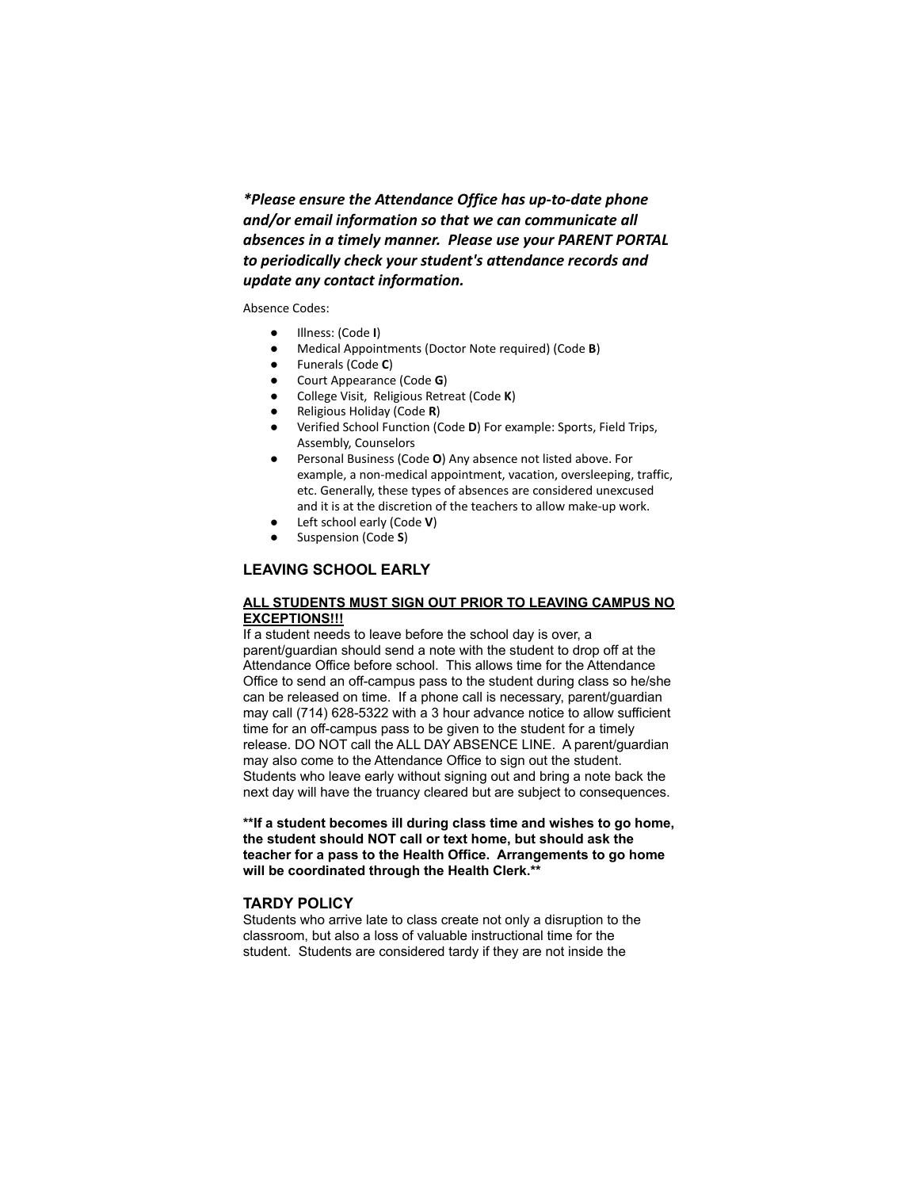***Please ensure the Attendance Office has up-to-date phone and/or email information so that we can communicate all absences in a timely manner. Please use your PARENT PORTAL to periodically check your student's attendance records and update any contact information.***

Absence Codes:

- Illness: (Code **I**)
- Medical Appointments (Doctor Note required) (Code **B**)
- Funerals (Code **C**)
- Court Appearance (Code **G**)
- College Visit, Religious Retreat (Code **K**)
- Religious Holiday (Code **R**)
- Verified School Function (Code **D**) For example: Sports, Field Trips, Assembly, Counselors
- Personal Business (Code **O**) Any absence not listed above. For example, a non-medical appointment, vacation, oversleeping, traffic, etc. Generally, these types of absences are considered unexcused and it is at the discretion of the teachers to allow make-up work.
- Left school early (Code **V**)
- Suspension (Code **S**)

## LEAVING SCHOOL EARLY

**ALL STUDENTS MUST SIGN OUT PRIOR TO LEAVING CAMPUS NO EXCEPTIONS!!!**

If a student needs to leave before the school day is over, a parent/guardian should send a note with the student to drop off at the Attendance Office before school. This allows time for the Attendance Office to send an off-campus pass to the student during class so he/she can be released on time. If a phone call is necessary, parent/guardian may call (714) 628-5322 with a 3 hour advance notice to allow sufficient time for an off-campus pass to be given to the student for a timely release. DO NOT call the ALL DAY ABSENCE LINE. A parent/guardian may also come to the Attendance Office to sign out the student. Students who leave early without signing out and bring a note back the next day will have the truancy cleared but are subject to consequences.

****If a student becomes ill during class time and wishes to go home, the student should NOT call or text home, but should ask the teacher for a pass to the Health Office. Arrangements to go home will be coordinated through the Health Clerk.****

## TARDY POLICY

Students who arrive late to class create not only a disruption to the classroom, but also a loss of valuable instructional time for the student. Students are considered tardy if they are not inside the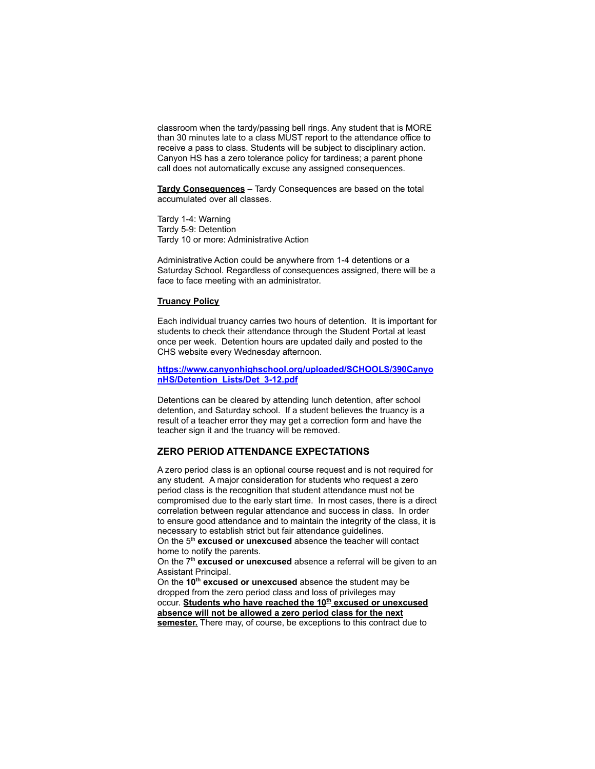classroom when the tardy/passing bell rings. Any student that is MORE than 30 minutes late to a class MUST report to the attendance office to receive a pass to class. Students will be subject to disciplinary action. Canyon HS has a zero tolerance policy for tardiness; a parent phone call does not automatically excuse any assigned consequences.

**Tardy Consequences** – Tardy Consequences are based on the total accumulated over all classes.

Tardy 1-4: Warning
Tardy 5-9: Detention
Tardy 10 or more: Administrative Action

Administrative Action could be anywhere from 1-4 detentions or a Saturday School. Regardless of consequences assigned, there will be a face to face meeting with an administrator.

**Truancy Policy**

Each individual truancy carries two hours of detention. It is important for students to check their attendance through the Student Portal at least once per week. Detention hours are updated daily and posted to the CHS website every Wednesday afternoon.

https://www.canyonhighschool.org/uploaded/SCHOOLS/390CanyonHS/Detention_Lists/Det_3-12.pdf

Detentions can be cleared by attending lunch detention, after school detention, and Saturday school. If a student believes the truancy is a result of a teacher error they may get a correction form and have the teacher sign it and the truancy will be removed.

## ZERO PERIOD ATTENDANCE EXPECTATIONS

A zero period class is an optional course request and is not required for any student. A major consideration for students who request a zero period class is the recognition that student attendance must not be compromised due to the early start time. In most cases, there is a direct correlation between regular attendance and success in class. In order to ensure good attendance and to maintain the integrity of the class, it is necessary to establish strict but fair attendance guidelines.
On the 5th **excused or unexcused** absence the teacher will contact home to notify the parents.
On the 7th **excused or unexcused** absence a referral will be given to an Assistant Principal.
On the **10th excused or unexcused** absence the student may be dropped from the zero period class and loss of privileges may occur. **Students who have reached the 10th excused or unexcused absence will not be allowed a zero period class for the next semester.** There may, of course, be exceptions to this contract due to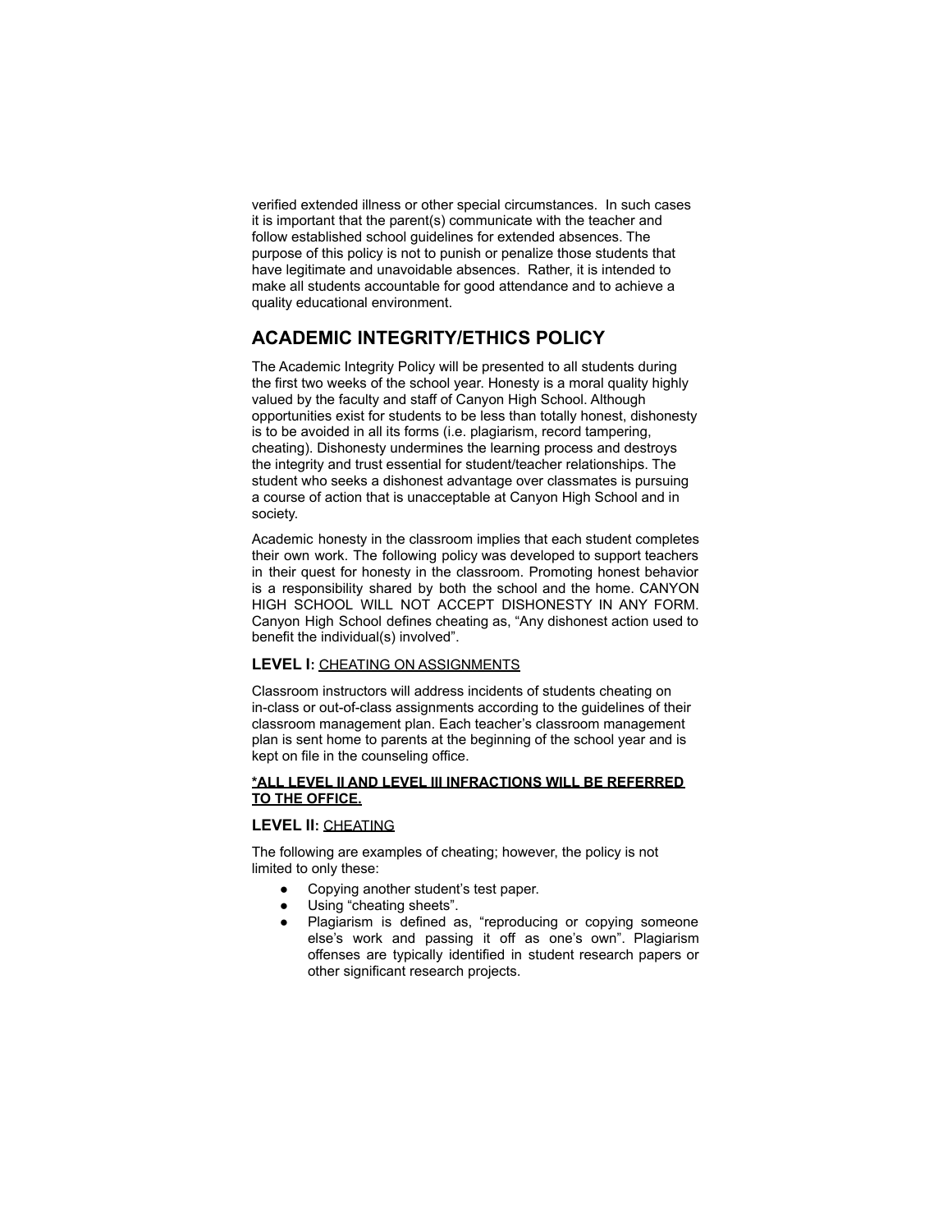verified extended illness or other special circumstances. In such cases it is important that the parent(s) communicate with the teacher and follow established school guidelines for extended absences. The purpose of this policy is not to punish or penalize those students that have legitimate and unavoidable absences. Rather, it is intended to make all students accountable for good attendance and to achieve a quality educational environment.

## ACADEMIC INTEGRITY/ETHICS POLICY

The Academic Integrity Policy will be presented to all students during the first two weeks of the school year. Honesty is a moral quality highly valued by the faculty and staff of Canyon High School. Although opportunities exist for students to be less than totally honest, dishonesty is to be avoided in all its forms (i.e. plagiarism, record tampering, cheating). Dishonesty undermines the learning process and destroys the integrity and trust essential for student/teacher relationships. The student who seeks a dishonest advantage over classmates is pursuing a course of action that is unacceptable at Canyon High School and in society.

Academic honesty in the classroom implies that each student completes their own work. The following policy was developed to support teachers in their quest for honesty in the classroom. Promoting honest behavior is a responsibility shared by both the school and the home. CANYON HIGH SCHOOL WILL NOT ACCEPT DISHONESTY IN ANY FORM. Canyon High School defines cheating as, "Any dishonest action used to benefit the individual(s) involved".

### LEVEL I: CHEATING ON ASSIGNMENTS

Classroom instructors will address incidents of students cheating on in-class or out-of-class assignments according to the guidelines of their classroom management plan. Each teacher's classroom management plan is sent home to parents at the beginning of the school year and is kept on file in the counseling office.

**\*ALL LEVEL II AND LEVEL III INFRACTIONS WILL BE REFERRED TO THE OFFICE.**

### LEVEL II: CHEATING

The following are examples of cheating; however, the policy is not limited to only these:

- Copying another student's test paper.
- Using "cheating sheets".
- Plagiarism is defined as, "reproducing or copying someone else's work and passing it off as one's own". Plagiarism offenses are typically identified in student research papers or other significant research projects.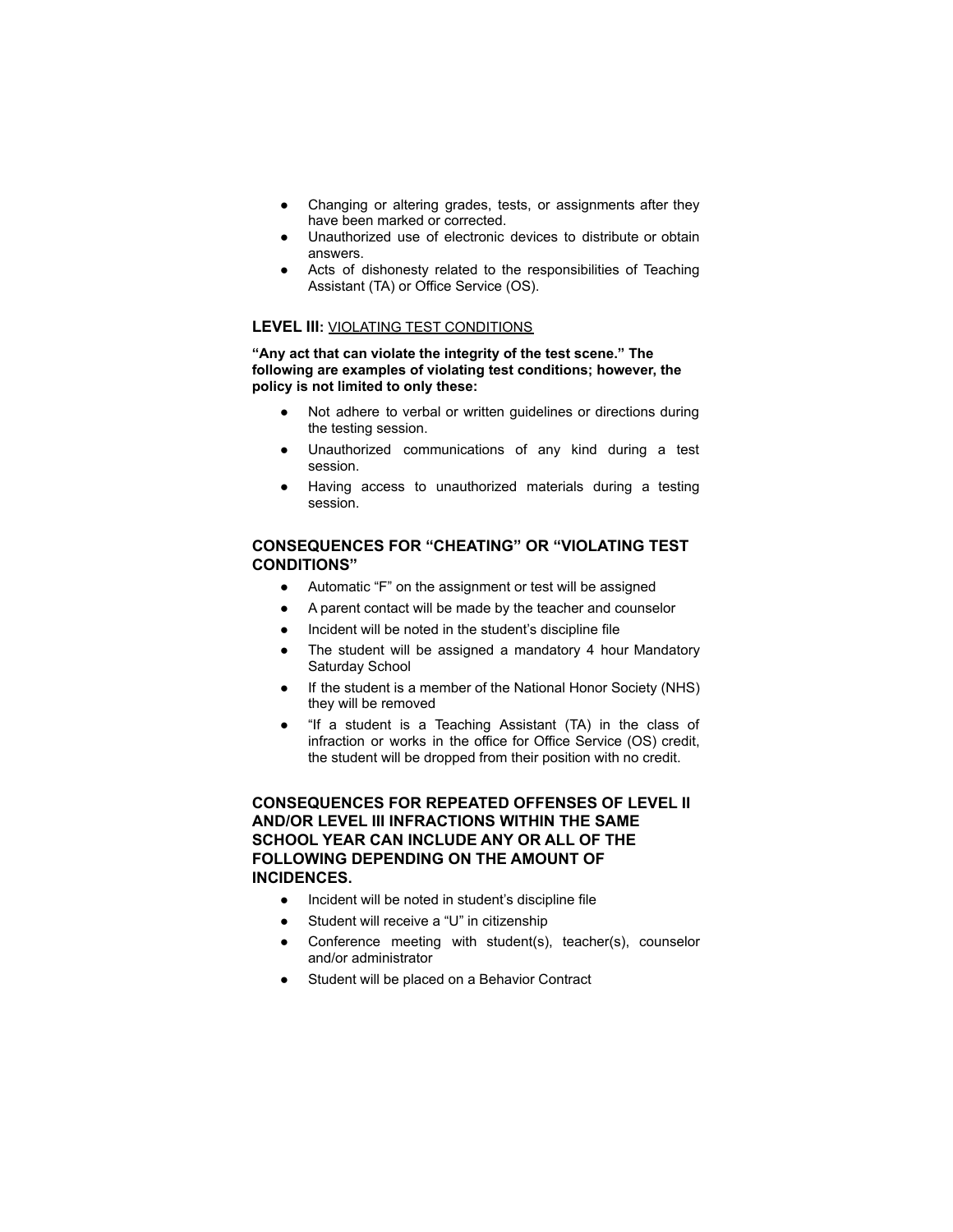- Changing or altering grades, tests, or assignments after they have been marked or corrected.
- Unauthorized use of electronic devices to distribute or obtain answers.
- Acts of dishonesty related to the responsibilities of Teaching Assistant (TA) or Office Service (OS).

### LEVEL III: VIOLATING TEST CONDITIONS

**"Any act that can violate the integrity of the test scene." The following are examples of violating test conditions; however, the policy is not limited to only these:**

- Not adhere to verbal or written guidelines or directions during the testing session.
- Unauthorized communications of any kind during a test session.
- Having access to unauthorized materials during a testing session.

### CONSEQUENCES FOR "CHEATING" OR "VIOLATING TEST CONDITIONS"

- Automatic "F" on the assignment or test will be assigned
- A parent contact will be made by the teacher and counselor
- Incident will be noted in the student's discipline file
- The student will be assigned a mandatory 4 hour Mandatory Saturday School
- If the student is a member of the National Honor Society (NHS) they will be removed
- "If a student is a Teaching Assistant (TA) in the class of infraction or works in the office for Office Service (OS) credit, the student will be dropped from their position with no credit.

### CONSEQUENCES FOR REPEATED OFFENSES OF LEVEL II AND/OR LEVEL III INFRACTIONS WITHIN THE SAME SCHOOL YEAR CAN INCLUDE ANY OR ALL OF THE FOLLOWING DEPENDING ON THE AMOUNT OF INCIDENCES.

- Incident will be noted in student's discipline file
- Student will receive a "U" in citizenship
- Conference meeting with student(s), teacher(s), counselor and/or administrator
- Student will be placed on a Behavior Contract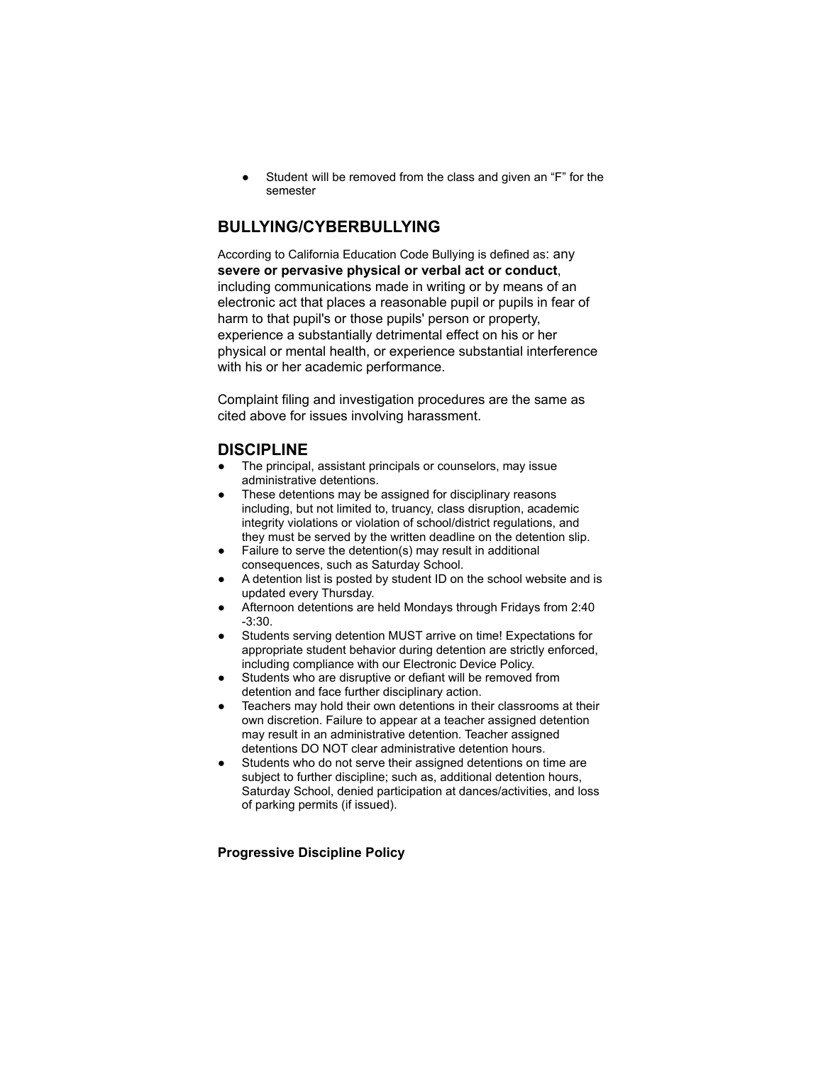- Student will be removed from the class and given an “F” for the semester

## BULLYING/CYBERBULLYING

According to California Education Code Bullying is defined as: any **severe or pervasive physical or verbal act or conduct**, including communications made in writing or by means of an electronic act that places a reasonable pupil or pupils in fear of harm to that pupil's or those pupils' person or property, experience a substantially detrimental effect on his or her physical or mental health, or experience substantial interference with his or her academic performance.

Complaint filing and investigation procedures are the same as cited above for issues involving harassment.

## DISCIPLINE

- The principal, assistant principals or counselors, may issue administrative detentions.
- These detentions may be assigned for disciplinary reasons including, but not limited to, truancy, class disruption, academic integrity violations or violation of school/district regulations, and they must be served by the written deadline on the detention slip.
- Failure to serve the detention(s) may result in additional consequences, such as Saturday School.
- A detention list is posted by student ID on the school website and is updated every Thursday.
- Afternoon detentions are held Mondays through Fridays from 2:40 -3:30.
- Students serving detention MUST arrive on time! Expectations for appropriate student behavior during detention are strictly enforced, including compliance with our Electronic Device Policy.
- Students who are disruptive or defiant will be removed from detention and face further disciplinary action.
- Teachers may hold their own detentions in their classrooms at their own discretion. Failure to appear at a teacher assigned detention may result in an administrative detention. Teacher assigned detentions DO NOT clear administrative detention hours.
- Students who do not serve their assigned detentions on time are subject to further discipline; such as, additional detention hours, Saturday School, denied participation at dances/activities, and loss of parking permits (if issued).

**Progressive Discipline Policy**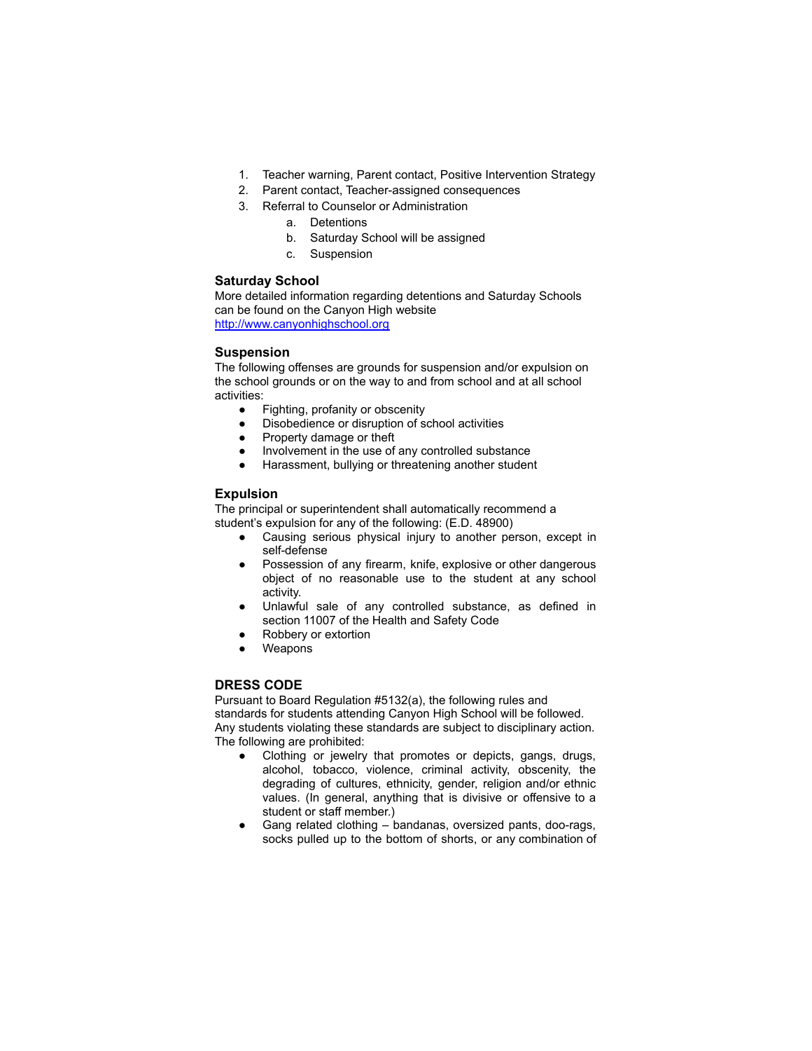1. Teacher warning, Parent contact, Positive Intervention Strategy
2. Parent contact, Teacher-assigned consequences
3. Referral to Counselor or Administration
    a. Detentions
    b. Saturday School will be assigned
    c. Suspension

### Saturday School

More detailed information regarding detentions and Saturday Schools can be found on the Canyon High website
[http://www.canyonhighschool.org](http://www.canyonhighschool.org)

### Suspension

The following offenses are grounds for suspension and/or expulsion on the school grounds or on the way to and from school and at all school activities:

- Fighting, profanity or obscenity
- Disobedience or disruption of school activities
- Property damage or theft
- Involvement in the use of any controlled substance
- Harassment, bullying or threatening another student

### Expulsion

The principal or superintendent shall automatically recommend a student's expulsion for any of the following: (E.D. 48900)

- Causing serious physical injury to another person, except in self-defense
- Possession of any firearm, knife, explosive or other dangerous object of no reasonable use to the student at any school activity.
- Unlawful sale of any controlled substance, as defined in section 11007 of the Health and Safety Code
- Robbery or extortion
- Weapons

### DRESS CODE

Pursuant to Board Regulation #5132(a), the following rules and standards for students attending Canyon High School will be followed. Any students violating these standards are subject to disciplinary action. The following are prohibited:

- Clothing or jewelry that promotes or depicts, gangs, drugs, alcohol, tobacco, violence, criminal activity, obscenity, the degrading of cultures, ethnicity, gender, religion and/or ethnic values. (In general, anything that is divisive or offensive to a student or staff member.)
- Gang related clothing – bandanas, oversized pants, doo-rags, socks pulled up to the bottom of shorts, or any combination of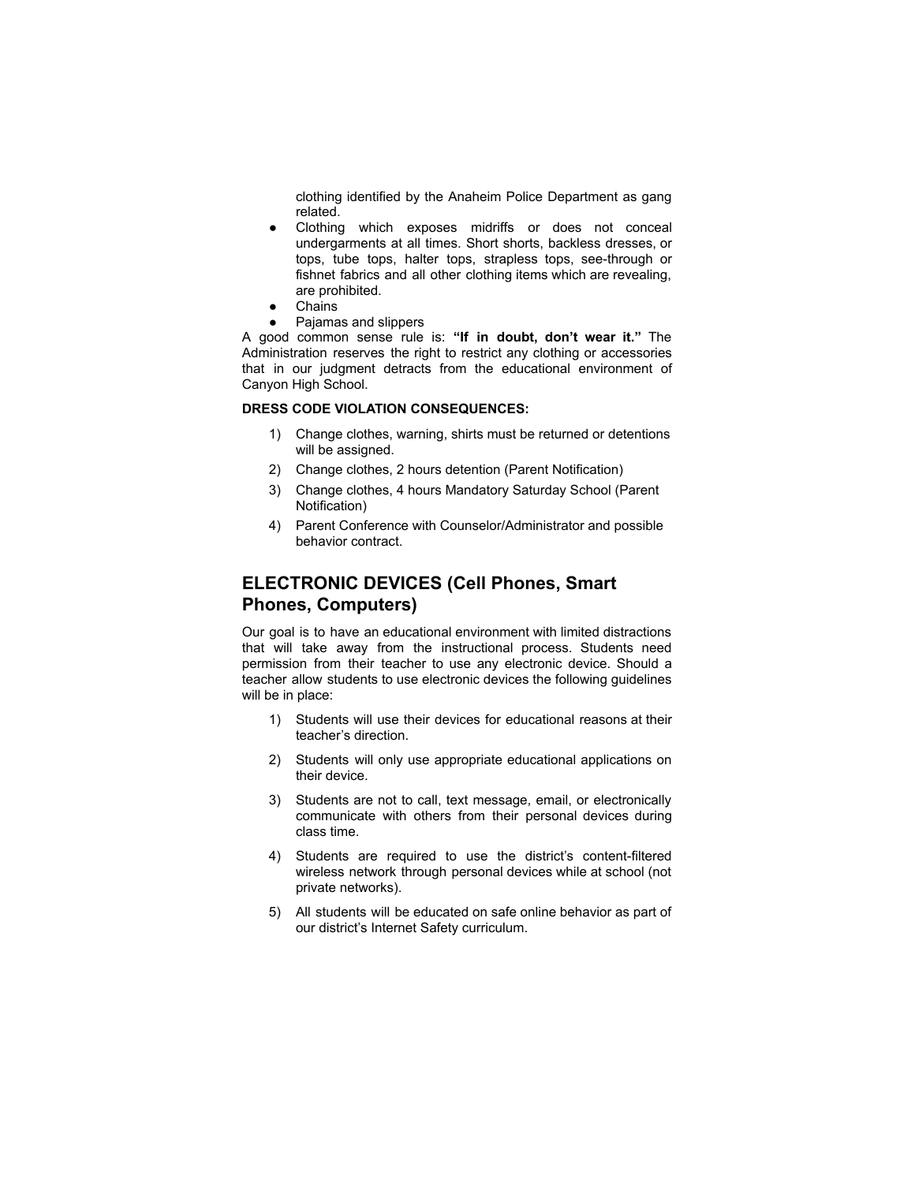clothing identified by the Anaheim Police Department as gang related.

- Clothing which exposes midriffs or does not conceal undergarments at all times. Short shorts, backless dresses, or tops, tube tops, halter tops, strapless tops, see-through or fishnet fabrics and all other clothing items which are revealing, are prohibited.
- Chains
- Pajamas and slippers

A good common sense rule is: **"If in doubt, don't wear it."** The Administration reserves the right to restrict any clothing or accessories that in our judgment detracts from the educational environment of Canyon High School.

**DRESS CODE VIOLATION CONSEQUENCES:**

1) Change clothes, warning, shirts must be returned or detentions will be assigned.
2) Change clothes, 2 hours detention (Parent Notification)
3) Change clothes, 4 hours Mandatory Saturday School (Parent Notification)
4) Parent Conference with Counselor/Administrator and possible behavior contract.

## ELECTRONIC DEVICES (Cell Phones, Smart Phones, Computers)

Our goal is to have an educational environment with limited distractions that will take away from the instructional process. Students need permission from their teacher to use any electronic device. Should a teacher allow students to use electronic devices the following guidelines will be in place:

1) Students will use their devices for educational reasons at their teacher's direction.
2) Students will only use appropriate educational applications on their device.
3) Students are not to call, text message, email, or electronically communicate with others from their personal devices during class time.
4) Students are required to use the district's content-filtered wireless network through personal devices while at school (not private networks).
5) All students will be educated on safe online behavior as part of our district's Internet Safety curriculum.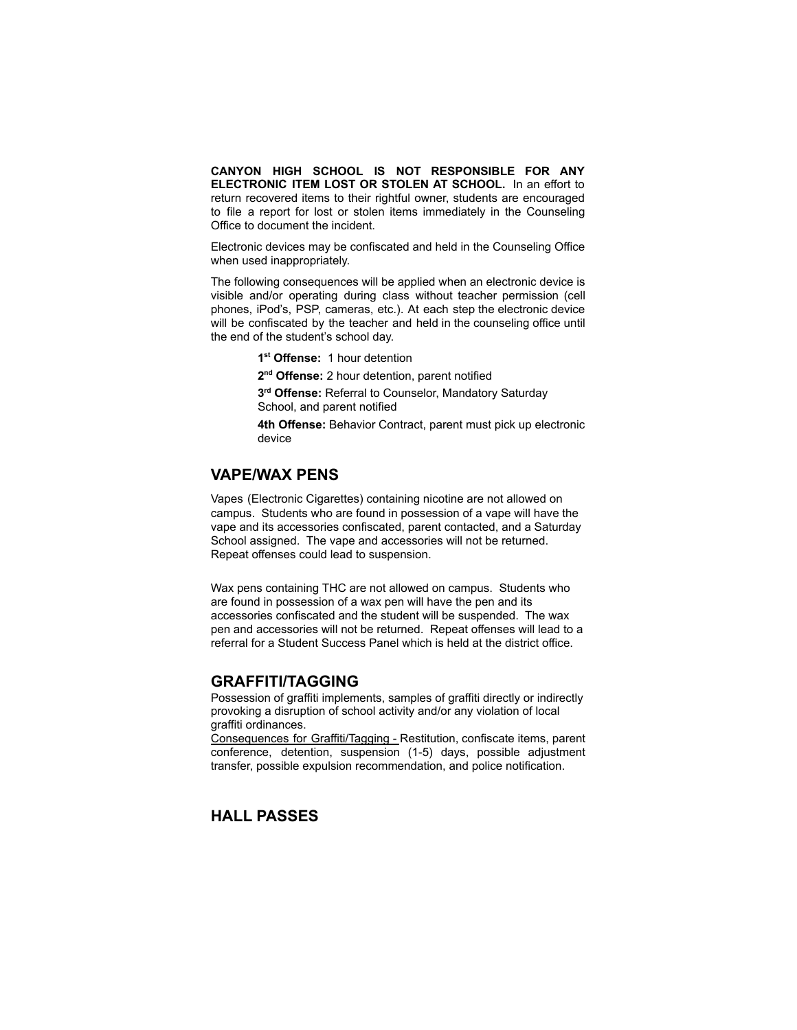**CANYON HIGH SCHOOL IS NOT RESPONSIBLE FOR ANY ELECTRONIC ITEM LOST OR STOLEN AT SCHOOL.** In an effort to return recovered items to their rightful owner, students are encouraged to file a report for lost or stolen items immediately in the Counseling Office to document the incident.

Electronic devices may be confiscated and held in the Counseling Office when used inappropriately.

The following consequences will be applied when an electronic device is visible and/or operating during class without teacher permission (cell phones, iPod's, PSP, cameras, etc.). At each step the electronic device will be confiscated by the teacher and held in the counseling office until the end of the student's school day.

**1st Offense:** 1 hour detention

**2nd Offense:** 2 hour detention, parent notified

**3rd Offense:** Referral to Counselor, Mandatory Saturday School, and parent notified

**4th Offense:** Behavior Contract, parent must pick up electronic device

## VAPE/WAX PENS

Vapes (Electronic Cigarettes) containing nicotine are not allowed on campus. Students who are found in possession of a vape will have the vape and its accessories confiscated, parent contacted, and a Saturday School assigned. The vape and accessories will not be returned. Repeat offenses could lead to suspension.

Wax pens containing THC are not allowed on campus. Students who are found in possession of a wax pen will have the pen and its accessories confiscated and the student will be suspended. The wax pen and accessories will not be returned. Repeat offenses will lead to a referral for a Student Success Panel which is held at the district office.

## GRAFFITI/TAGGING

Possession of graffiti implements, samples of graffiti directly or indirectly provoking a disruption of school activity and/or any violation of local graffiti ordinances.

<u>Consequences for Graffiti/Tagging -</u> Restitution, confiscate items, parent conference, detention, suspension (1-5) days, possible adjustment transfer, possible expulsion recommendation, and police notification.

## HALL PASSES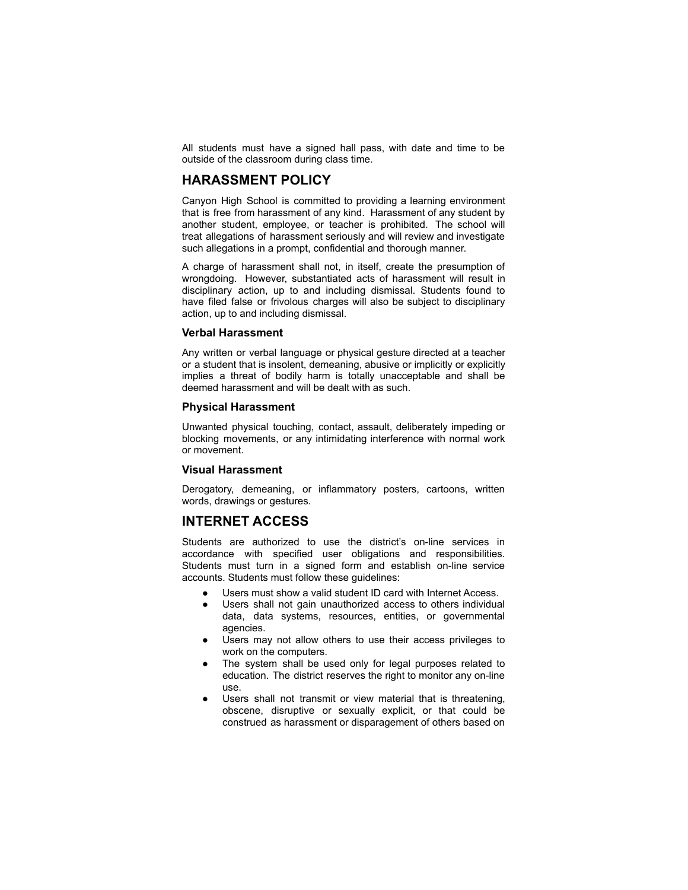All students must have a signed hall pass, with date and time to be outside of the classroom during class time.

## HARASSMENT POLICY

Canyon High School is committed to providing a learning environment that is free from harassment of any kind. Harassment of any student by another student, employee, or teacher is prohibited. The school will treat allegations of harassment seriously and will review and investigate such allegations in a prompt, confidential and thorough manner.

A charge of harassment shall not, in itself, create the presumption of wrongdoing. However, substantiated acts of harassment will result in disciplinary action, up to and including dismissal. Students found to have filed false or frivolous charges will also be subject to disciplinary action, up to and including dismissal.

### Verbal Harassment

Any written or verbal language or physical gesture directed at a teacher or a student that is insolent, demeaning, abusive or implicitly or explicitly implies a threat of bodily harm is totally unacceptable and shall be deemed harassment and will be dealt with as such.

### Physical Harassment

Unwanted physical touching, contact, assault, deliberately impeding or blocking movements, or any intimidating interference with normal work or movement.

### Visual Harassment

Derogatory, demeaning, or inflammatory posters, cartoons, written words, drawings or gestures.

## INTERNET ACCESS

Students are authorized to use the district's on-line services in accordance with specified user obligations and responsibilities. Students must turn in a signed form and establish on-line service accounts. Students must follow these guidelines:

- Users must show a valid student ID card with Internet Access.
- Users shall not gain unauthorized access to others individual data, data systems, resources, entities, or governmental agencies.
- Users may not allow others to use their access privileges to work on the computers.
- The system shall be used only for legal purposes related to education. The district reserves the right to monitor any on-line use.
- Users shall not transmit or view material that is threatening, obscene, disruptive or sexually explicit, or that could be construed as harassment or disparagement of others based on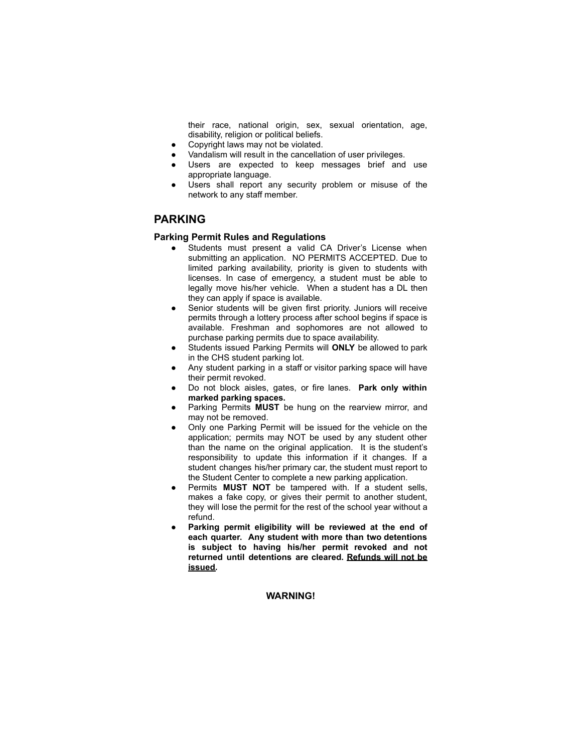their race, national origin, sex, sexual orientation, age, disability, religion or political beliefs.

- Copyright laws may not be violated.
- Vandalism will result in the cancellation of user privileges.
- Users are expected to keep messages brief and use appropriate language.
- Users shall report any security problem or misuse of the network to any staff member.

## PARKING

### Parking Permit Rules and Regulations

- Students must present a valid CA Driver's License when submitting an application. NO PERMITS ACCEPTED. Due to limited parking availability, priority is given to students with licenses. In case of emergency, a student must be able to legally move his/her vehicle. When a student has a DL then they can apply if space is available.
- Senior students will be given first priority. Juniors will receive permits through a lottery process after school begins if space is available. Freshman and sophomores are not allowed to purchase parking permits due to space availability.
- Students issued Parking Permits will **ONLY** be allowed to park in the CHS student parking lot.
- Any student parking in a staff or visitor parking space will have their permit revoked.
- Do not block aisles, gates, or fire lanes. **Park only within marked parking spaces.**
- Parking Permits **MUST** be hung on the rearview mirror, and may not be removed.
- Only one Parking Permit will be issued for the vehicle on the application; permits may NOT be used by any student other than the name on the original application. It is the student's responsibility to update this information if it changes. If a student changes his/her primary car, the student must report to the Student Center to complete a new parking application.
- Permits **MUST NOT** be tampered with. If a student sells, makes a fake copy, or gives their permit to another student, they will lose the permit for the rest of the school year without a refund.
- **Parking permit eligibility will be reviewed at the end of each quarter. Any student with more than two detentions is subject to having his/her permit revoked and not returned until detentions are cleared. <u>Refunds will not be issued</u>.**

**WARNING!**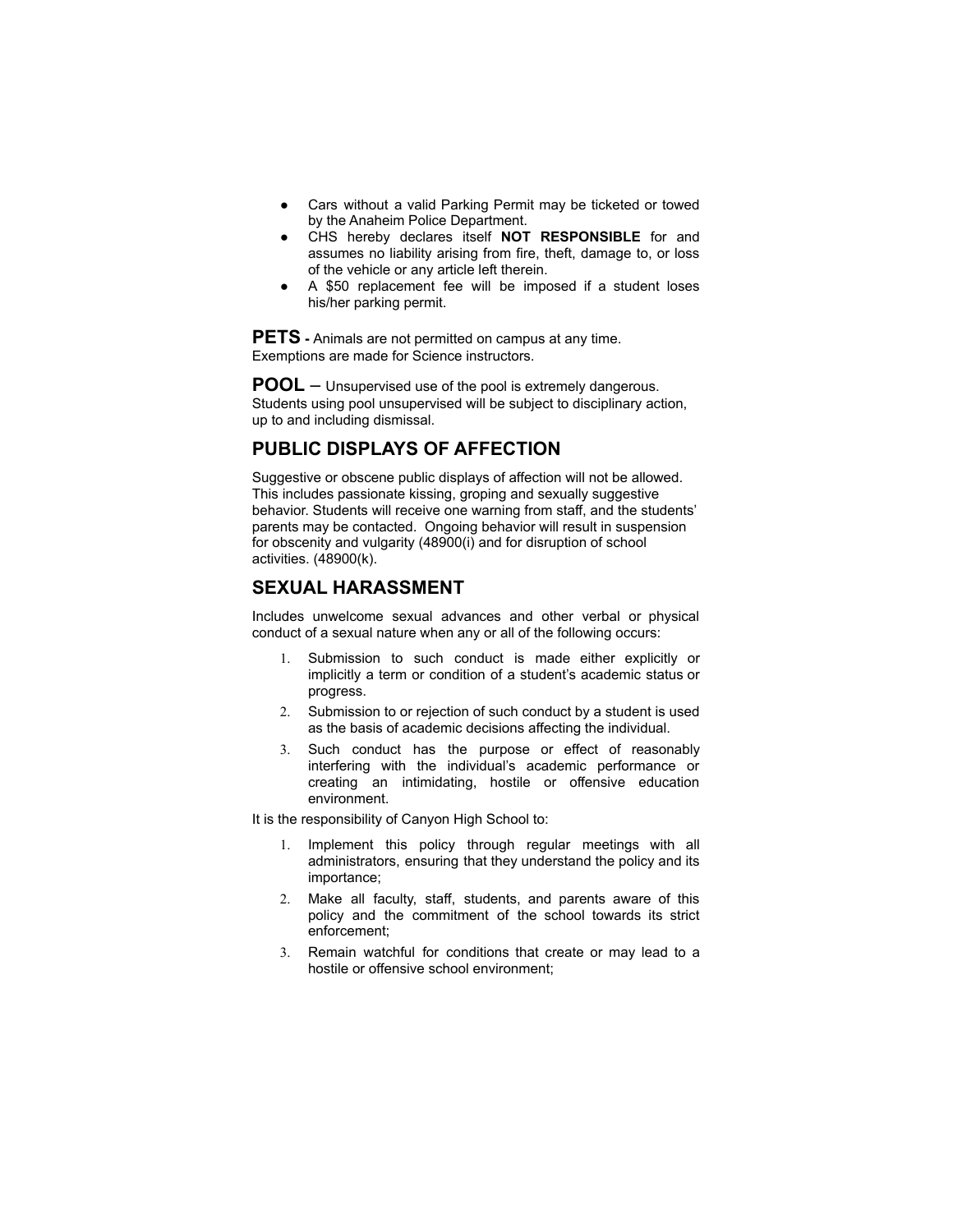- Cars without a valid Parking Permit may be ticketed or towed by the Anaheim Police Department.
- CHS hereby declares itself **NOT RESPONSIBLE** for and assumes no liability arising from fire, theft, damage to, or loss of the vehicle or any article left therein.
- A $50 replacement fee will be imposed if a student loses his/her parking permit.

**PETS** - Animals are not permitted on campus at any time. Exemptions are made for Science instructors.

**POOL** – Unsupervised use of the pool is extremely dangerous. Students using pool unsupervised will be subject to disciplinary action, up to and including dismissal.

## PUBLIC DISPLAYS OF AFFECTION

Suggestive or obscene public displays of affection will not be allowed. This includes passionate kissing, groping and sexually suggestive behavior. Students will receive one warning from staff, and the students' parents may be contacted. Ongoing behavior will result in suspension for obscenity and vulgarity (48900(i) and for disruption of school activities. (48900(k).

## SEXUAL HARASSMENT

Includes unwelcome sexual advances and other verbal or physical conduct of a sexual nature when any or all of the following occurs:

1. Submission to such conduct is made either explicitly or implicitly a term or condition of a student's academic status or progress.
2. Submission to or rejection of such conduct by a student is used as the basis of academic decisions affecting the individual.
3. Such conduct has the purpose or effect of reasonably interfering with the individual's academic performance or creating an intimidating, hostile or offensive education environment.

It is the responsibility of Canyon High School to:

1. Implement this policy through regular meetings with all administrators, ensuring that they understand the policy and its importance;
2. Make all faculty, staff, students, and parents aware of this policy and the commitment of the school towards its strict enforcement;
3. Remain watchful for conditions that create or may lead to a hostile or offensive school environment;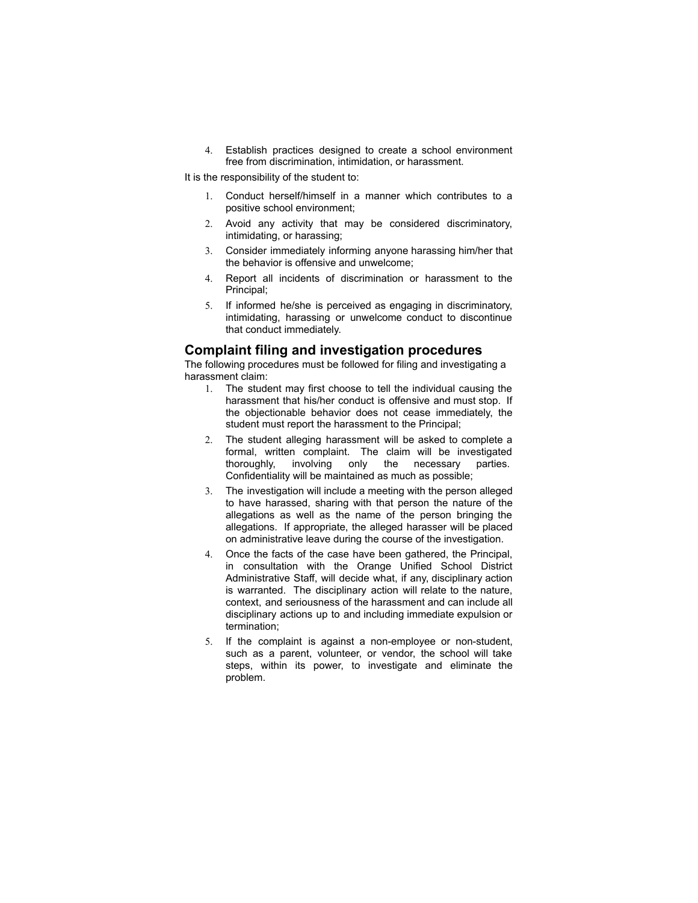4. Establish practices designed to create a school environment free from discrimination, intimidation, or harassment.

It is the responsibility of the student to:

1. Conduct herself/himself in a manner which contributes to a positive school environment;
2. Avoid any activity that may be considered discriminatory, intimidating, or harassing;
3. Consider immediately informing anyone harassing him/her that the behavior is offensive and unwelcome;
4. Report all incidents of discrimination or harassment to the Principal;
5. If informed he/she is perceived as engaging in discriminatory, intimidating, harassing or unwelcome conduct to discontinue that conduct immediately.

## Complaint filing and investigation procedures

The following procedures must be followed for filing and investigating a harassment claim:

1. The student may first choose to tell the individual causing the harassment that his/her conduct is offensive and must stop. If the objectionable behavior does not cease immediately, the student must report the harassment to the Principal;
2. The student alleging harassment will be asked to complete a formal, written complaint. The claim will be investigated thoroughly, involving only the necessary parties. Confidentiality will be maintained as much as possible;
3. The investigation will include a meeting with the person alleged to have harassed, sharing with that person the nature of the allegations as well as the name of the person bringing the allegations. If appropriate, the alleged harasser will be placed on administrative leave during the course of the investigation.
4. Once the facts of the case have been gathered, the Principal, in consultation with the Orange Unified School District Administrative Staff, will decide what, if any, disciplinary action is warranted. The disciplinary action will relate to the nature, context, and seriousness of the harassment and can include all disciplinary actions up to and including immediate expulsion or termination;
5. If the complaint is against a non-employee or non-student, such as a parent, volunteer, or vendor, the school will take steps, within its power, to investigate and eliminate the problem.